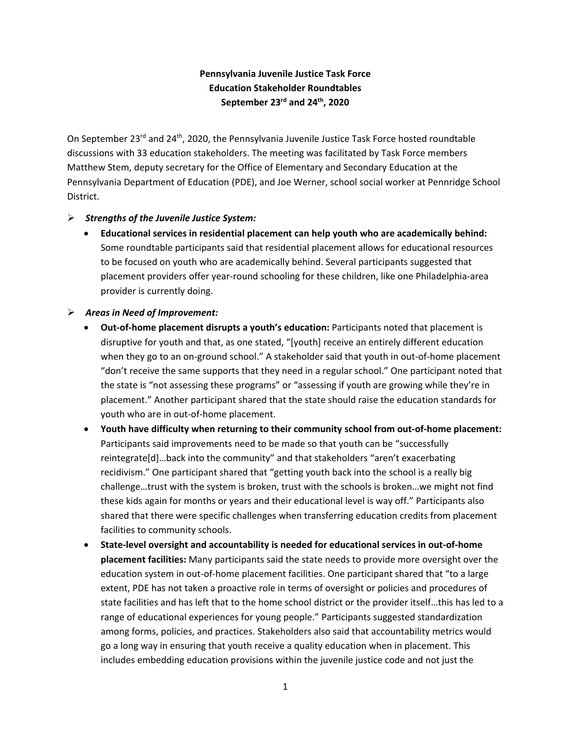**Pennsylvania Juvenile Justice Task Force**
**Education Stakeholder Roundtables**
**September 23rd and 24th, 2020**

On September 23rd and 24th, 2020, the Pennsylvania Juvenile Justice Task Force hosted roundtable discussions with 33 education stakeholders. The meeting was facilitated by Task Force members Matthew Stem, deputy secretary for the Office of Elementary and Secondary Education at the Pennsylvania Department of Education (PDE), and Joe Werner, school social worker at Pennridge School District.

- ***Strengths of the Juvenile Justice System:***
  - **Educational services in residential placement can help youth who are academically behind:** Some roundtable participants said that residential placement allows for educational resources to be focused on youth who are academically behind. Several participants suggested that placement providers offer year-round schooling for these children, like one Philadelphia-area provider is currently doing.

- ***Areas in Need of Improvement:***
  - **Out-of-home placement disrupts a youth's education:** Participants noted that placement is disruptive for youth and that, as one stated, "[youth] receive an entirely different education when they go to an on-ground school." A stakeholder said that youth in out-of-home placement "don't receive the same supports that they need in a regular school." One participant noted that the state is "not assessing these programs" or "assessing if youth are growing while they're in placement." Another participant shared that the state should raise the education standards for youth who are in out-of-home placement.
  - **Youth have difficulty when returning to their community school from out-of-home placement:** Participants said improvements need to be made so that youth can be "successfully reintegrate[d]…back into the community" and that stakeholders "aren't exacerbating recidivism." One participant shared that "getting youth back into the school is a really big challenge…trust with the system is broken, trust with the schools is broken…we might not find these kids again for months or years and their educational level is way off." Participants also shared that there were specific challenges when transferring education credits from placement facilities to community schools.
  - **State-level oversight and accountability is needed for educational services in out-of-home placement facilities:** Many participants said the state needs to provide more oversight over the education system in out-of-home placement facilities. One participant shared that "to a large extent, PDE has not taken a proactive role in terms of oversight or policies and procedures of state facilities and has left that to the home school district or the provider itself…this has led to a range of educational experiences for young people." Participants suggested standardization among forms, policies, and practices. Stakeholders also said that accountability metrics would go a long way in ensuring that youth receive a quality education when in placement. This includes embedding education provisions within the juvenile justice code and not just the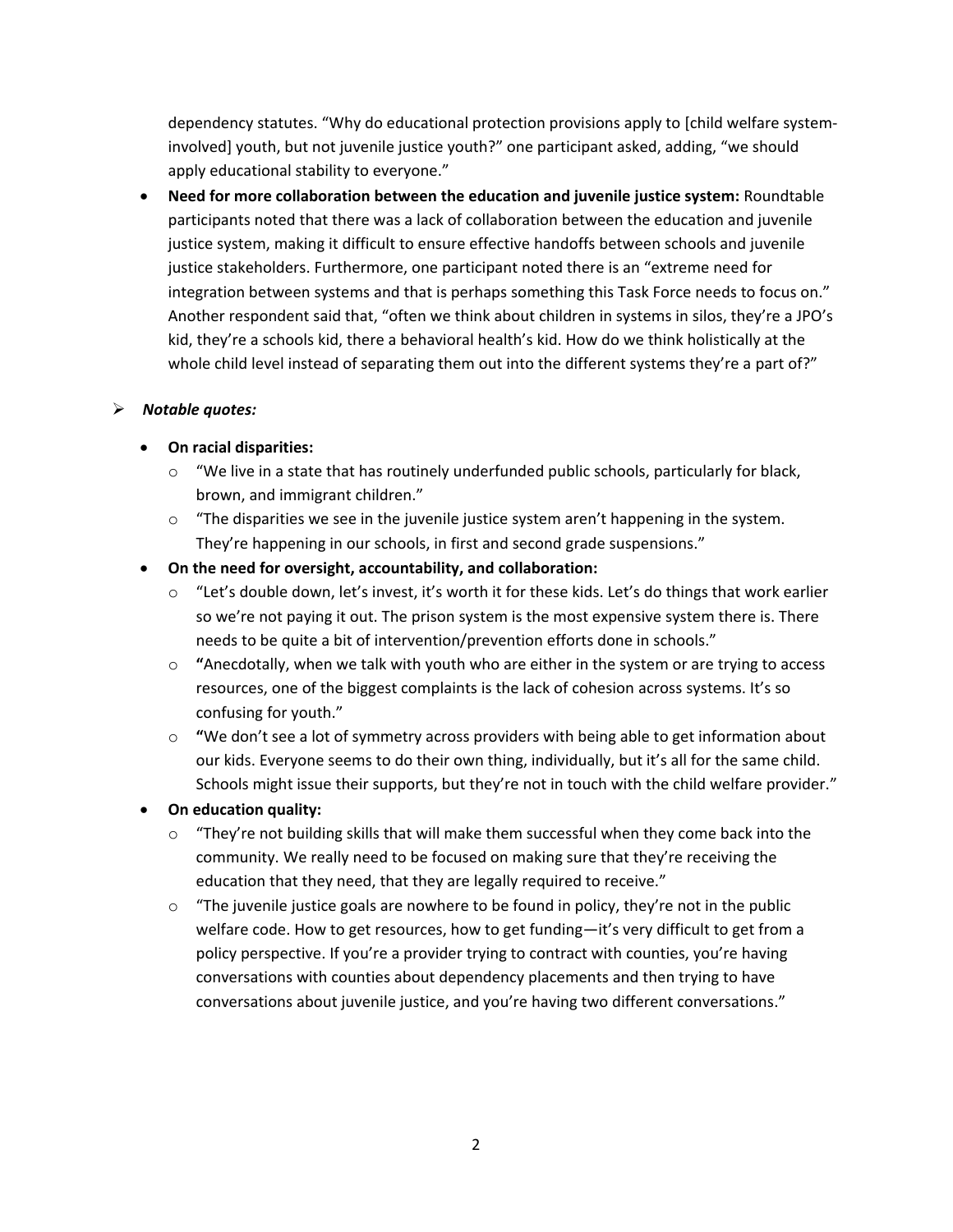dependency statutes. "Why do educational protection provisions apply to [child welfare system-involved] youth, but not juvenile justice youth?" one participant asked, adding, "we should apply educational stability to everyone."

- **Need for more collaboration between the education and juvenile justice system:** Roundtable participants noted that there was a lack of collaboration between the education and juvenile justice system, making it difficult to ensure effective handoffs between schools and juvenile justice stakeholders. Furthermore, one participant noted there is an "extreme need for integration between systems and that is perhaps something this Task Force needs to focus on." Another respondent said that, "often we think about children in systems in silos, they're a JPO's kid, they're a schools kid, there a behavioral health's kid. How do we think holistically at the whole child level instead of separating them out into the different systems they're a part of?"

➢ ***Notable quotes:***

- **On racial disparities:**
  - "We live in a state that has routinely underfunded public schools, particularly for black, brown, and immigrant children."
  - "The disparities we see in the juvenile justice system aren't happening in the system. They're happening in our schools, in first and second grade suspensions."
- **On the need for oversight, accountability, and collaboration:**
  - "Let's double down, let's invest, it's worth it for these kids. Let's do things that work earlier so we're not paying it out. The prison system is the most expensive system there is. There needs to be quite a bit of intervention/prevention efforts done in schools."
  - "Anecdotally, when we talk with youth who are either in the system or are trying to access resources, one of the biggest complaints is the lack of cohesion across systems. It's so confusing for youth."
  - "We don't see a lot of symmetry across providers with being able to get information about our kids. Everyone seems to do their own thing, individually, but it's all for the same child. Schools might issue their supports, but they're not in touch with the child welfare provider."
- **On education quality:**
  - "They're not building skills that will make them successful when they come back into the community. We really need to be focused on making sure that they're receiving the education that they need, that they are legally required to receive."
  - "The juvenile justice goals are nowhere to be found in policy, they're not in the public welfare code. How to get resources, how to get funding—it's very difficult to get from a policy perspective. If you're a provider trying to contract with counties, you're having conversations with counties about dependency placements and then trying to have conversations about juvenile justice, and you're having two different conversations."